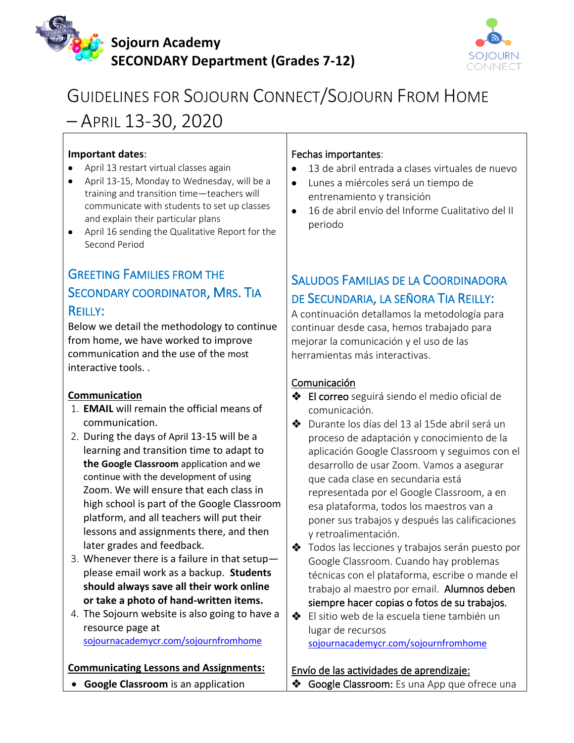# Sojourn Academy
## SECONDARY Department (Grades 7-12)

SOJOURN CONNECT

# GUIDELINES FOR SOJOURN CONNECT/SOJOURN FROM HOME – APRIL 13-30, 2020

**Important dates**:

- April 13 restart virtual classes again
- April 13-15, Monday to Wednesday, will be a training and transition time—teachers will communicate with students to set up classes and explain their particular plans
- April 16 sending the Qualitative Report for the Second Period

## GREETING FAMILIES FROM THE SECONDARY COORDINATOR, MRS. TIA REILLY:

Below we detail the methodology to continue from home, we have worked to improve communication and the use of the most interactive tools. .

**Communication**

1. **EMAIL** will remain the official means of communication.
2. During the days of April 13-15 will be a learning and transition time to adapt to **the Google Classroom** application and we continue with the development of using Zoom. We will ensure that each class in high school is part of the Google Classroom platform, and all teachers will put their lessons and assignments there, and then later grades and feedback.
3. Whenever there is a failure in that setup—please email work as a backup. **Students should always save all their work online or take a photo of hand-written items.**
4. The Sojourn website is also going to have a resource page at [sojournacademycr.com/sojournfromhome](sojournacademycr.com/sojournfromhome)

**Communicating Lessons and Assignments:**

- **Google Classroom** is an application

Fechas importantes:

- 13 de abril entrada a clases virtuales de nuevo
- Lunes a miércoles será un tiempo de entrenamiento y transición
- 16 de abril envío del Informe Cualitativo del II periodo

## SALUDOS FAMILIAS DE LA COORDINADORA DE SECUNDARIA, LA SEÑORA TIA REILLY:

A continuación detallamos la metodología para continuar desde casa, hemos trabajado para mejorar la comunicación y el uso de las herramientas más interactivas.

Comunicación

- El correo seguirá siendo el medio oficial de comunicación.
- Durante los días del 13 al 15de abril será un proceso de adaptación y conocimiento de la aplicación Google Classroom y seguimos con el desarrollo de usar Zoom. Vamos a asegurar que cada clase en secundaria está representada por el Google Classroom, a en esa plataforma, todos los maestros van a poner sus trabajos y después las calificaciones y retroalimentación.
- Todos las lecciones y trabajos serán puesto por Google Classroom. Cuando hay problemas técnicas con el plataforma, escribe o mande el trabajo al maestro por email. Alumnos deben siempre hacer copias o fotos de su trabajos.
- El sitio web de la escuela tiene también un lugar de recursos [sojournacademycr.com/sojournfromhome](sojournacademycr.com/sojournfromhome)

Envío de las actividades de aprendizaje:

- Google Classroom: Es una App que ofrece una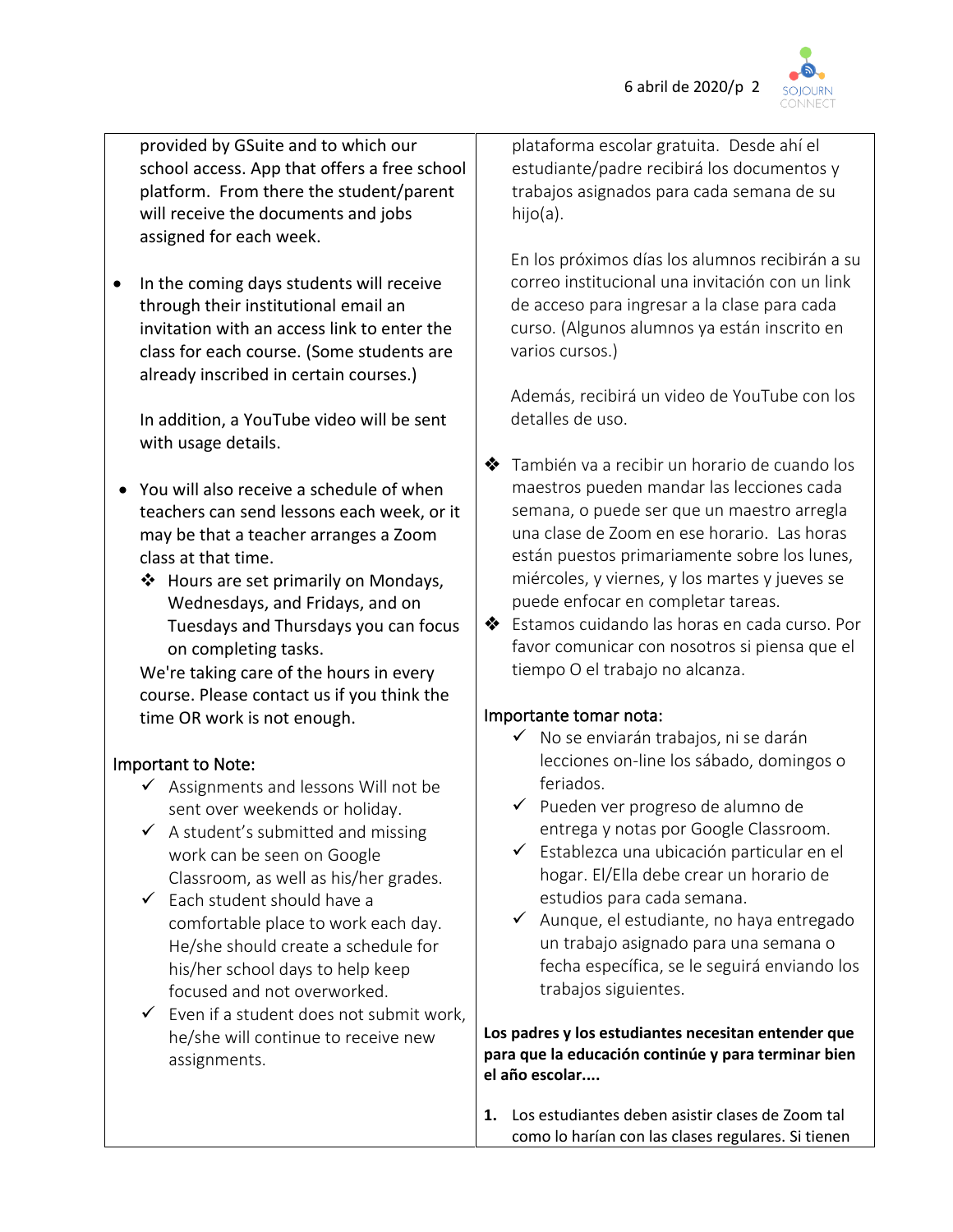provided by GSuite and to which our school access. App that offers a free school platform. From there the student/parent will receive the documents and jobs assigned for each week.

- In the coming days students will receive through their institutional email an invitation with an access link to enter the class for each course. (Some students are already inscribed in certain courses.)

  In addition, a YouTube video will be sent with usage details.

- You will also receive a schedule of when teachers can send lessons each week, or it may be that a teacher arranges a Zoom class at that time.
  - ❖ Hours are set primarily on Mondays, Wednesdays, and Fridays, and on Tuesdays and Thursdays you can focus on completing tasks.

  We're taking care of the hours in every course. Please contact us if you think the time OR work is not enough.

Important to Note:

- ✓ Assignments and lessons Will not be sent over weekends or holiday.
- ✓ A student's submitted and missing work can be seen on Google Classroom, as well as his/her grades.
- ✓ Each student should have a comfortable place to work each day. He/she should create a schedule for his/her school days to help keep focused and not overworked.
- ✓ Even if a student does not submit work, he/she will continue to receive new assignments.

plataforma escolar gratuita. Desde ahí el estudiante/padre recibirá los documentos y trabajos asignados para cada semana de su hijo(a).

En los próximos días los alumnos recibirán a su correo institucional una invitación con un link de acceso para ingresar a la clase para cada curso. (Algunos alumnos ya están inscrito en varios cursos.)

Además, recibirá un video de YouTube con los detalles de uso.

- ❖ También va a recibir un horario de cuando los maestros pueden mandar las lecciones cada semana, o puede ser que un maestro arregla una clase de Zoom en ese horario. Las horas están puestos primariamente sobre los lunes, miércoles, y viernes, y los martes y jueves se puede enfocar en completar tareas.
- ❖ Estamos cuidando las horas en cada curso. Por favor comunicar con nosotros si piensa que el tiempo O el trabajo no alcanza.

Importante tomar nota:

- ✓ No se enviarán trabajos, ni se darán lecciones on-line los sábado, domingos o feriados.
- ✓ Pueden ver progreso de alumno de entrega y notas por Google Classroom.
- ✓ Establezca una ubicación particular en el hogar. El/Ella debe crear un horario de estudios para cada semana.
- ✓ Aunque, el estudiante, no haya entregado un trabajo asignado para una semana o fecha específica, se le seguirá enviando los trabajos siguientes.

**Los padres y los estudiantes necesitan entender que para que la educación continúe y para terminar bien el año escolar....**

1. Los estudiantes deben asistir clases de Zoom tal como lo harían con las clases regulares. Si tienen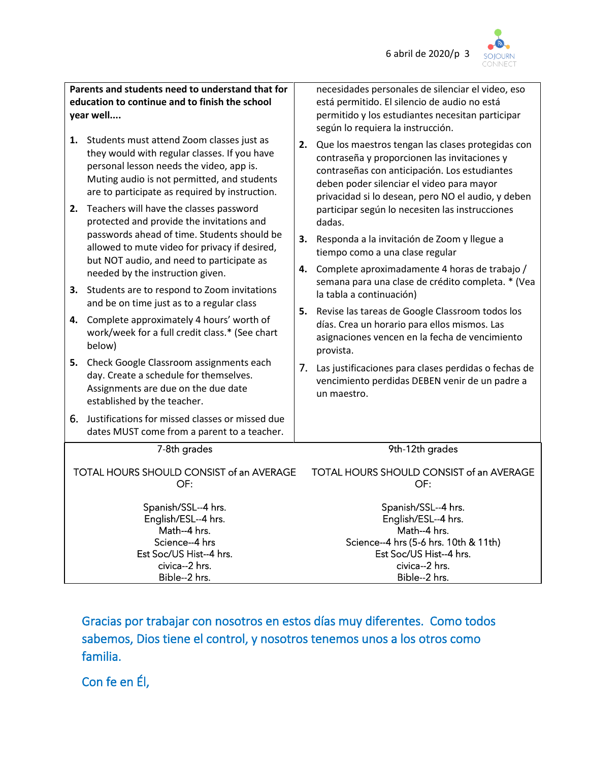**Parents and students need to understand that for education to continue and to finish the school year well....**

1. Students must attend Zoom classes just as they would with regular classes. If you have personal lesson needs the video, app is. Muting audio is not permitted, and students are to participate as required by instruction.
2. Teachers will have the classes password protected and provide the invitations and passwords ahead of time. Students should be allowed to mute video for privacy if desired, but NOT audio, and need to participate as needed by the instruction given.
3. Students are to respond to Zoom invitations and be on time just as to a regular class
4. Complete approximately 4 hours' worth of work/week for a full credit class.* (See chart below)
5. Check Google Classroom assignments each day. Create a schedule for themselves. Assignments are due on the due date established by the teacher.
6. Justifications for missed classes or missed due dates MUST come from a parent to a teacher.

necesidades personales de silenciar el video, eso está permitido. El silencio de audio no está permitido y los estudiantes necesitan participar según lo requiera la instrucción.

2. Que los maestros tengan las clases protegidas con contraseña y proporcionen las invitaciones y contraseñas con anticipación. Los estudiantes deben poder silenciar el video para mayor privacidad si lo desean, pero NO el audio, y deben participar según lo necesiten las instrucciones dadas.
3. Responda a la invitación de Zoom y llegue a tiempo como a una clase regular
4. Complete aproximadamente 4 horas de trabajo / semana para una clase de crédito completa. * (Vea la tabla a continuación)
5. Revise las tareas de Google Classroom todos los días. Crea un horario para ellos mismos. Las asignaciones vencen en la fecha de vencimiento provista.

7. Las justificaciones para clases perdidas o fechas de vencimiento perdidas DEBEN venir de un padre a un maestro.

| 7-8th grades | 9th-12th grades |
| --- | --- |
| TOTAL HOURS SHOULD CONSIST of an AVERAGE OF: | TOTAL HOURS SHOULD CONSIST of an AVERAGE OF: |
| Spanish/SSL--4 hrs. | Spanish/SSL--4 hrs. |
| English/ESL--4 hrs. | English/ESL--4 hrs. |
| Math--4 hrs. | Math--4 hrs. |
| Science--4 hrs | Science--4 hrs (5-6 hrs. 10th & 11th) |
| Est Soc/US Hist--4 hrs. | Est Soc/US Hist--4 hrs. |
| civica--2 hrs. | civica--2 hrs. |
| Bible--2 hrs. | Bible--2 hrs. |

Gracias por trabajar con nosotros en estos días muy diferentes. Como todos sabemos, Dios tiene el control, y nosotros tenemos unos a los otros como familia.

Con fe en Él,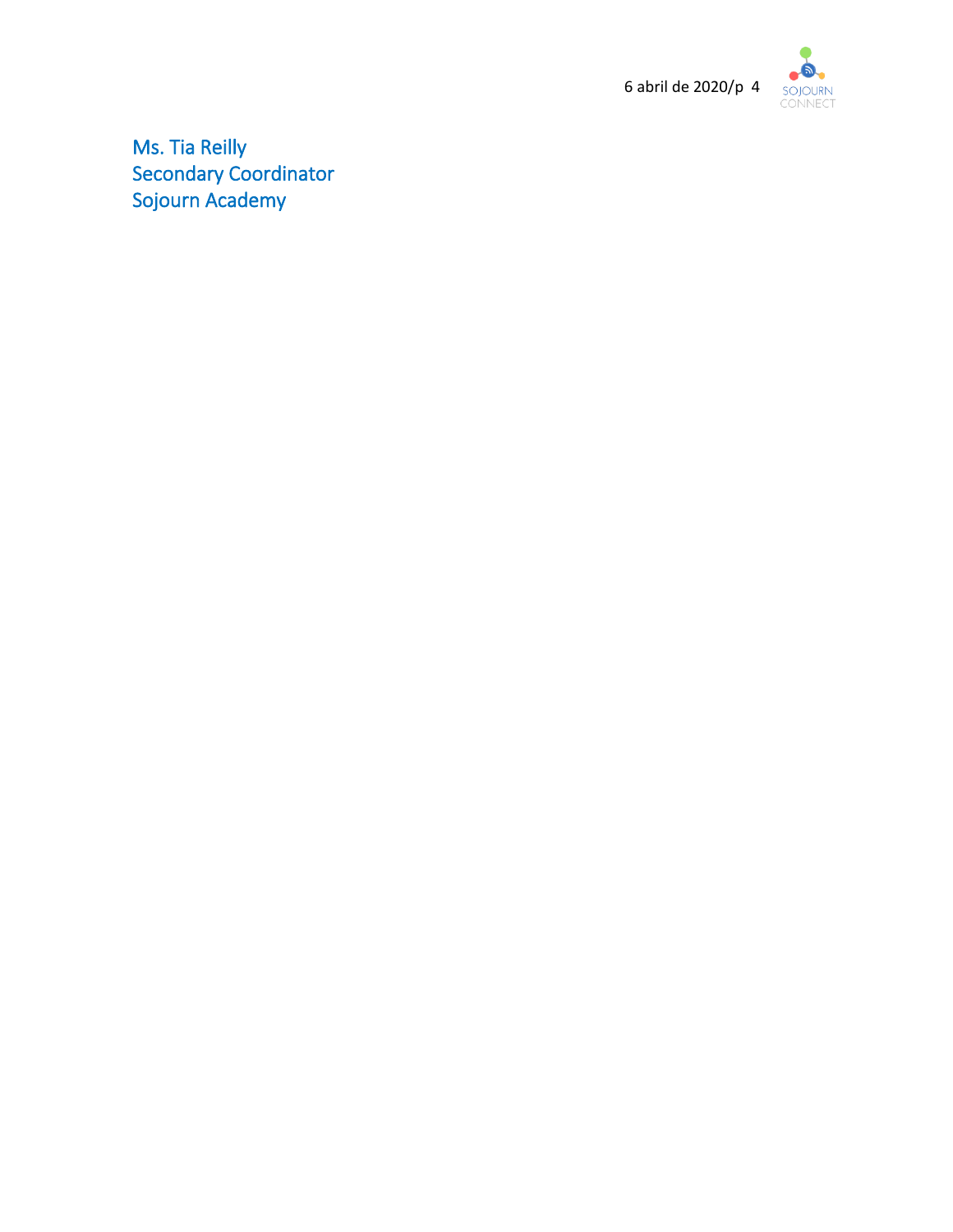Ms. Tia Reilly
Secondary Coordinator
Sojourn Academy